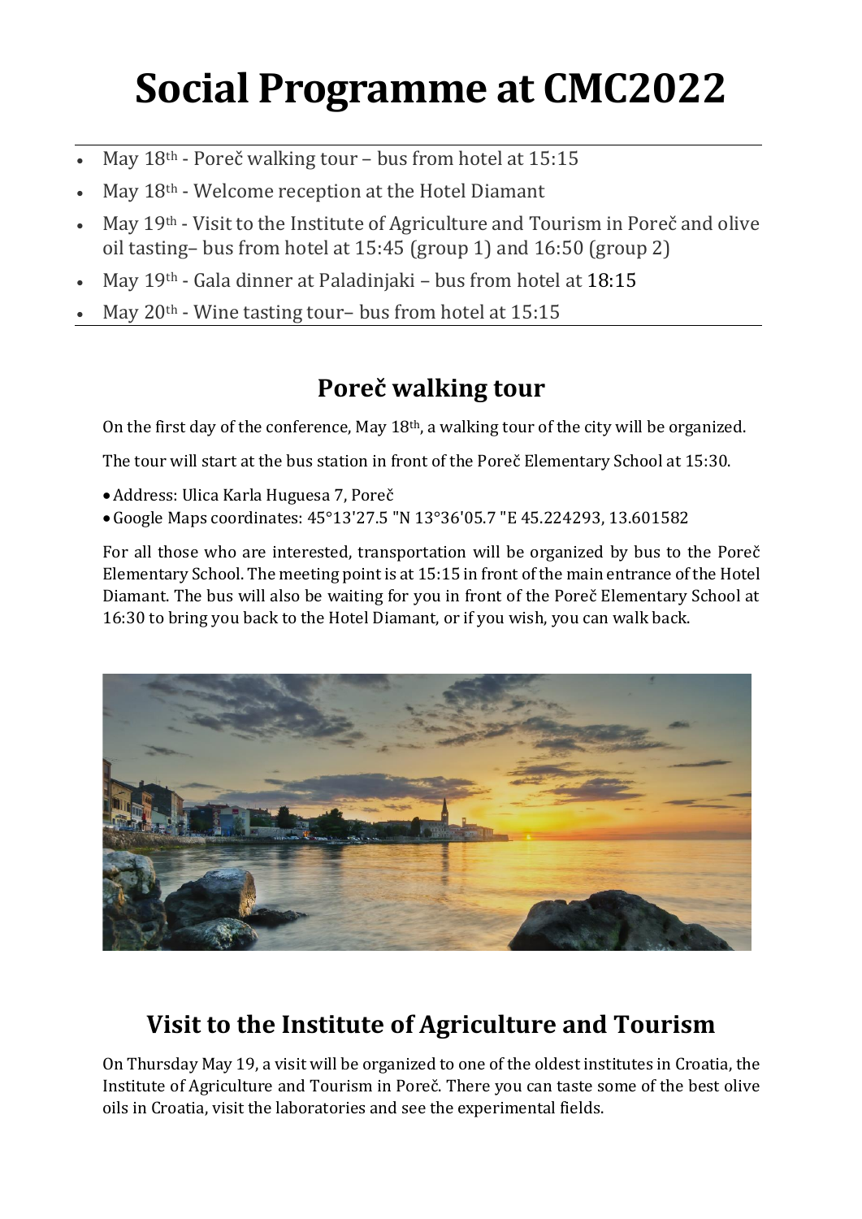# Social Programme at CMC2022

- May 18th - Poreč walking tour – bus from hotel at 15:15
- May 18th - Welcome reception at the Hotel Diamant
- May 19th - Visit to the Institute of Agriculture and Tourism in Poreč and olive oil tasting– bus from hotel at 15:45 (group 1) and 16:50 (group 2)
- May 19th - Gala dinner at Paladinjaki – bus from hotel at 18:15
- May 20th - Wine tasting tour– bus from hotel at 15:15

## Poreč walking tour

On the first day of the conference, May 18th, a walking tour of the city will be organized.

The tour will start at the bus station in front of the Poreč Elementary School at 15:30.

- Address: Ulica Karla Huguesa 7, Poreč
- Google Maps coordinates: 45°13'27.5 "N 13°36'05.7 "E 45.224293, 13.601582

For all those who are interested, transportation will be organized by bus to the Poreč Elementary School. The meeting point is at 15:15 in front of the main entrance of the Hotel Diamant. The bus will also be waiting for you in front of the Poreč Elementary School at 16:30 to bring you back to the Hotel Diamant, or if you wish, you can walk back.

## Visit to the Institute of Agriculture and Tourism

On Thursday May 19, a visit will be organized to one of the oldest institutes in Croatia, the Institute of Agriculture and Tourism in Poreč. There you can taste some of the best olive oils in Croatia, visit the laboratories and see the experimental fields.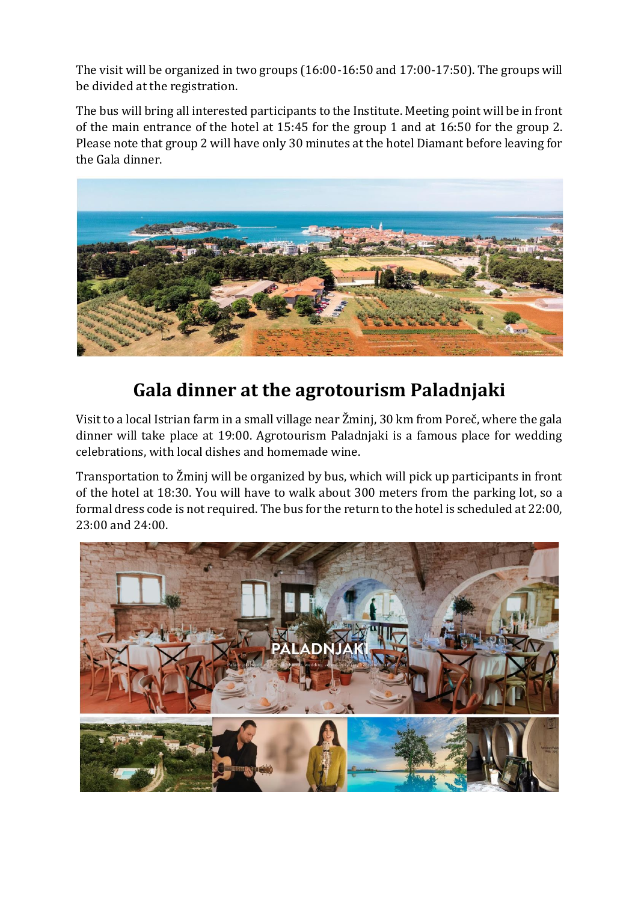The visit will be organized in two groups (16:00-16:50 and 17:00-17:50). The groups will be divided at the registration.

The bus will bring all interested participants to the Institute. Meeting point will be in front of the main entrance of the hotel at 15:45 for the group 1 and at 16:50 for the group 2. Please note that group 2 will have only 30 minutes at the hotel Diamant before leaving for the Gala dinner.

## Gala dinner at the agrotourism Paladnjaki

Visit to a local Istrian farm in a small village near Žminj, 30 km from Poreč, where the gala dinner will take place at 19:00. Agrotourism Paladnjaki is a famous place for wedding celebrations, with local dishes and homemade wine.

Transportation to Žminj will be organized by bus, which will pick up participants in front of the hotel at 18:30. You will have to walk about 300 meters from the parking lot, so a formal dress code is not required. The bus for the return to the hotel is scheduled at 22:00, 23:00 and 24:00.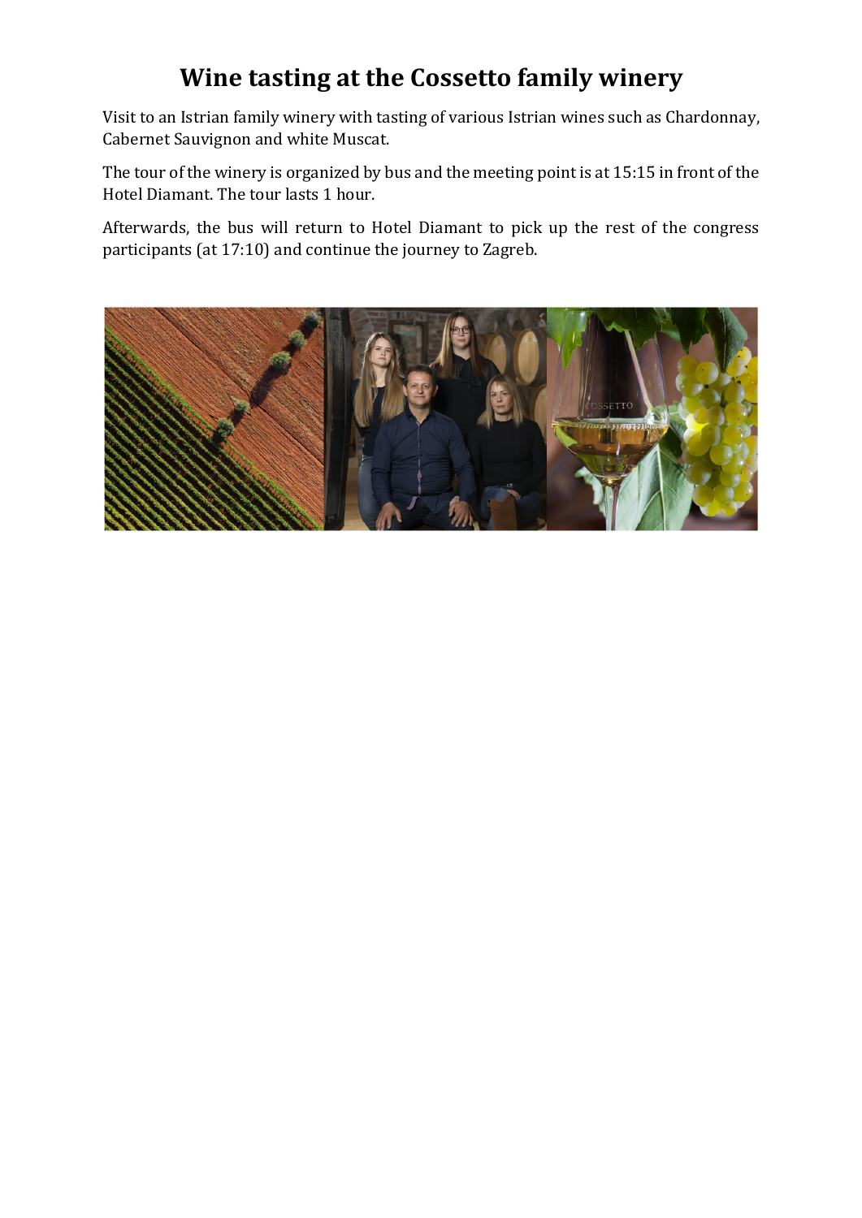# Wine tasting at the Cossetto family winery

Visit to an Istrian family winery with tasting of various Istrian wines such as Chardonnay, Cabernet Sauvignon and white Muscat.

The tour of the winery is organized by bus and the meeting point is at 15:15 in front of the Hotel Diamant. The tour lasts 1 hour.

Afterwards, the bus will return to Hotel Diamant to pick up the rest of the congress participants (at 17:10) and continue the journey to Zagreb.